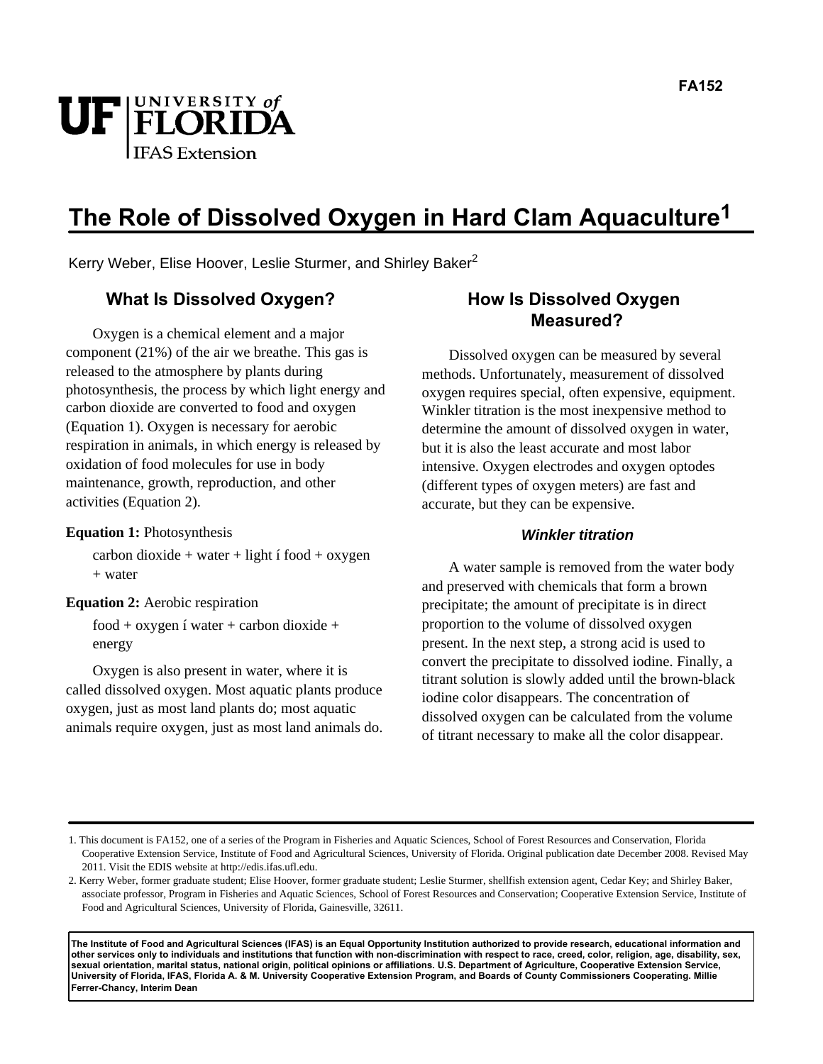FA152

# The Role of Dissolved Oxygen in Hard Clam Aquaculture[1]

Kerry Weber, Elise Hoover, Leslie Sturmer, and Shirley Baker[2]

## What Is Dissolved Oxygen?

Oxygen is a chemical element and a major component (21%) of the air we breathe. This gas is released to the atmosphere by plants during photosynthesis, the process by which light energy and carbon dioxide are converted to food and oxygen (Equation 1). Oxygen is necessary for aerobic respiration in animals, in which energy is released by oxidation of food molecules for use in body maintenance, growth, reproduction, and other activities (Equation 2).

**Equation 1:** Photosynthesis

carbon dioxide + water + light í food + oxygen + water

**Equation 2:** Aerobic respiration

food + oxygen í water + carbon dioxide + energy

Oxygen is also present in water, where it is called dissolved oxygen. Most aquatic plants produce oxygen, just as most land plants do; most aquatic animals require oxygen, just as most land animals do.

## How Is Dissolved Oxygen Measured?

Dissolved oxygen can be measured by several methods. Unfortunately, measurement of dissolved oxygen requires special, often expensive, equipment. Winkler titration is the most inexpensive method to determine the amount of dissolved oxygen in water, but it is also the least accurate and most labor intensive. Oxygen electrodes and oxygen optodes (different types of oxygen meters) are fast and accurate, but they can be expensive.

### *Winkler titration*

A water sample is removed from the water body and preserved with chemicals that form a brown precipitate; the amount of precipitate is in direct proportion to the volume of dissolved oxygen present. In the next step, a strong acid is used to convert the precipitate to dissolved iodine. Finally, a titrant solution is slowly added until the brown-black iodine color disappears. The concentration of dissolved oxygen can be calculated from the volume of titrant necessary to make all the color disappear.

---

1. This document is FA152, one of a series of the Program in Fisheries and Aquatic Sciences, School of Forest Resources and Conservation, Florida Cooperative Extension Service, Institute of Food and Agricultural Sciences, University of Florida. Original publication date December 2008. Revised May 2011. Visit the EDIS website at http://edis.ifas.ufl.edu.
2. Kerry Weber, former graduate student; Elise Hoover, former graduate student; Leslie Sturmer, shellfish extension agent, Cedar Key; and Shirley Baker, associate professor, Program in Fisheries and Aquatic Sciences, School of Forest Resources and Conservation; Cooperative Extension Service, Institute of Food and Agricultural Sciences, University of Florida, Gainesville, 32611.

**The Institute of Food and Agricultural Sciences (IFAS) is an Equal Opportunity Institution authorized to provide research, educational information and other services only to individuals and institutions that function with non-discrimination with respect to race, creed, color, religion, age, disability, sex, sexual orientation, marital status, national origin, political opinions or affiliations. U.S. Department of Agriculture, Cooperative Extension Service, University of Florida, IFAS, Florida A. & M. University Cooperative Extension Program, and Boards of County Commissioners Cooperating. Millie Ferrer-Chancy, Interim Dean**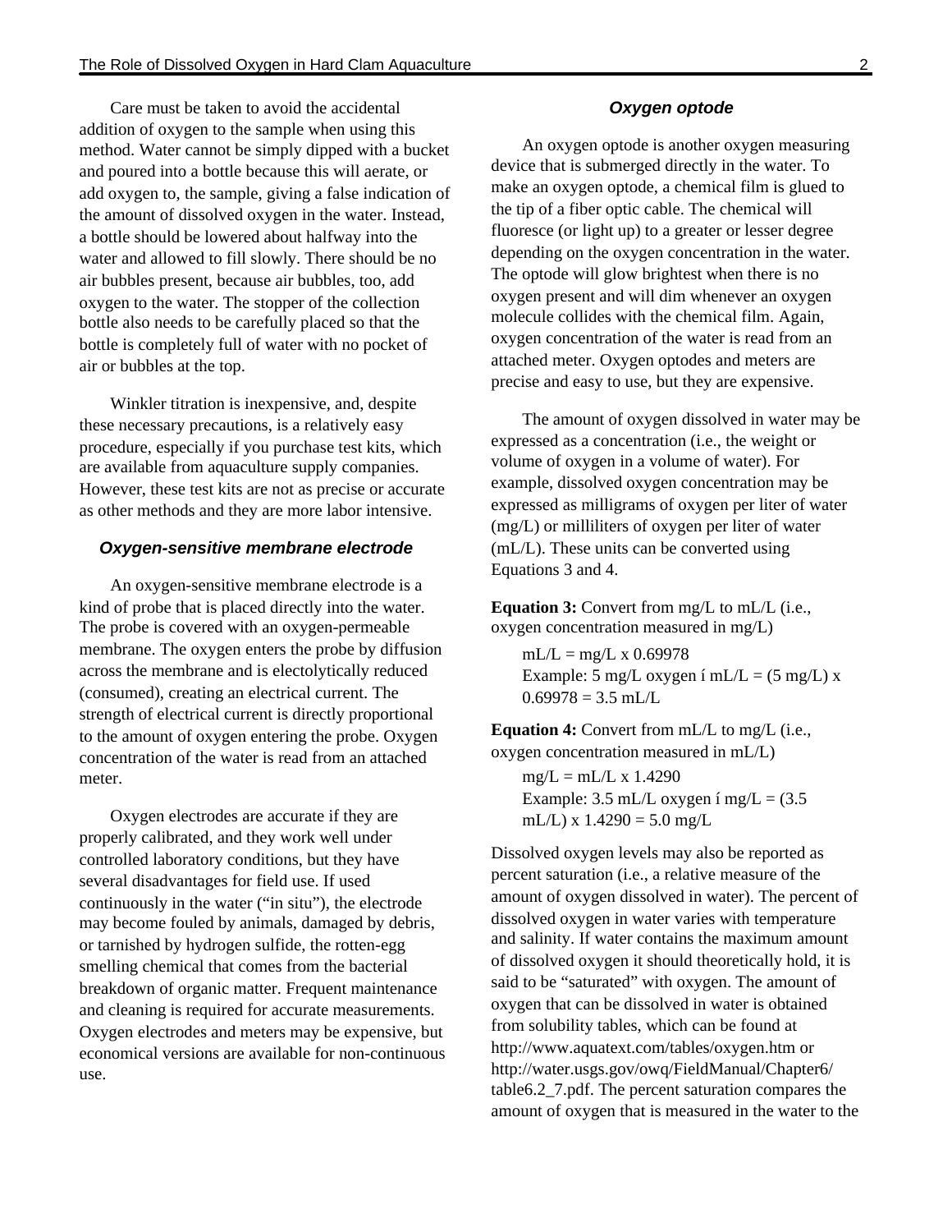Care must be taken to avoid the accidental addition of oxygen to the sample when using this method. Water cannot be simply dipped with a bucket and poured into a bottle because this will aerate, or add oxygen to, the sample, giving a false indication of the amount of dissolved oxygen in the water. Instead, a bottle should be lowered about halfway into the water and allowed to fill slowly. There should be no air bubbles present, because air bubbles, too, add oxygen to the water. The stopper of the collection bottle also needs to be carefully placed so that the bottle is completely full of water with no pocket of air or bubbles at the top.

Winkler titration is inexpensive, and, despite these necessary precautions, is a relatively easy procedure, especially if you purchase test kits, which are available from aquaculture supply companies. However, these test kits are not as precise or accurate as other methods and they are more labor intensive.

### *Oxygen-sensitive membrane electrode*

An oxygen-sensitive membrane electrode is a kind of probe that is placed directly into the water. The probe is covered with an oxygen-permeable membrane. The oxygen enters the probe by diffusion across the membrane and is electolytically reduced (consumed), creating an electrical current. The strength of electrical current is directly proportional to the amount of oxygen entering the probe. Oxygen concentration of the water is read from an attached meter.

Oxygen electrodes are accurate if they are properly calibrated, and they work well under controlled laboratory conditions, but they have several disadvantages for field use. If used continuously in the water ("in situ"), the electrode may become fouled by animals, damaged by debris, or tarnished by hydrogen sulfide, the rotten-egg smelling chemical that comes from the bacterial breakdown of organic matter. Frequent maintenance and cleaning is required for accurate measurements. Oxygen electrodes and meters may be expensive, but economical versions are available for non-continuous use.

### *Oxygen optode*

An oxygen optode is another oxygen measuring device that is submerged directly in the water. To make an oxygen optode, a chemical film is glued to the tip of a fiber optic cable. The chemical will fluoresce (or light up) to a greater or lesser degree depending on the oxygen concentration in the water. The optode will glow brightest when there is no oxygen present and will dim whenever an oxygen molecule collides with the chemical film. Again, oxygen concentration of the water is read from an attached meter. Oxygen optodes and meters are precise and easy to use, but they are expensive.

The amount of oxygen dissolved in water may be expressed as a concentration (i.e., the weight or volume of oxygen in a volume of water). For example, dissolved oxygen concentration may be expressed as milligrams of oxygen per liter of water (mg/L) or milliliters of oxygen per liter of water (mL/L). These units can be converted using Equations 3 and 4.

**Equation 3:** Convert from mg/L to mL/L (i.e., oxygen concentration measured in mg/L)

mL/L = mg/L x 0.69978
Example: 5 mg/L oxygen í mL/L = (5 mg/L) x 0.69978 = 3.5 mL/L

**Equation 4:** Convert from mL/L to mg/L (i.e., oxygen concentration measured in mL/L)

mg/L = mL/L x 1.4290
Example: 3.5 mL/L oxygen í mg/L = (3.5 mL/L) x 1.4290 = 5.0 mg/L

Dissolved oxygen levels may also be reported as percent saturation (i.e., a relative measure of the amount of oxygen dissolved in water). The percent of dissolved oxygen in water varies with temperature and salinity. If water contains the maximum amount of dissolved oxygen it should theoretically hold, it is said to be "saturated" with oxygen. The amount of oxygen that can be dissolved in water is obtained from solubility tables, which can be found at http://www.aquatext.com/tables/oxygen.htm or http://water.usgs.gov/owq/FieldManual/Chapter6/table6.2_7.pdf. The percent saturation compares the amount of oxygen that is measured in the water to the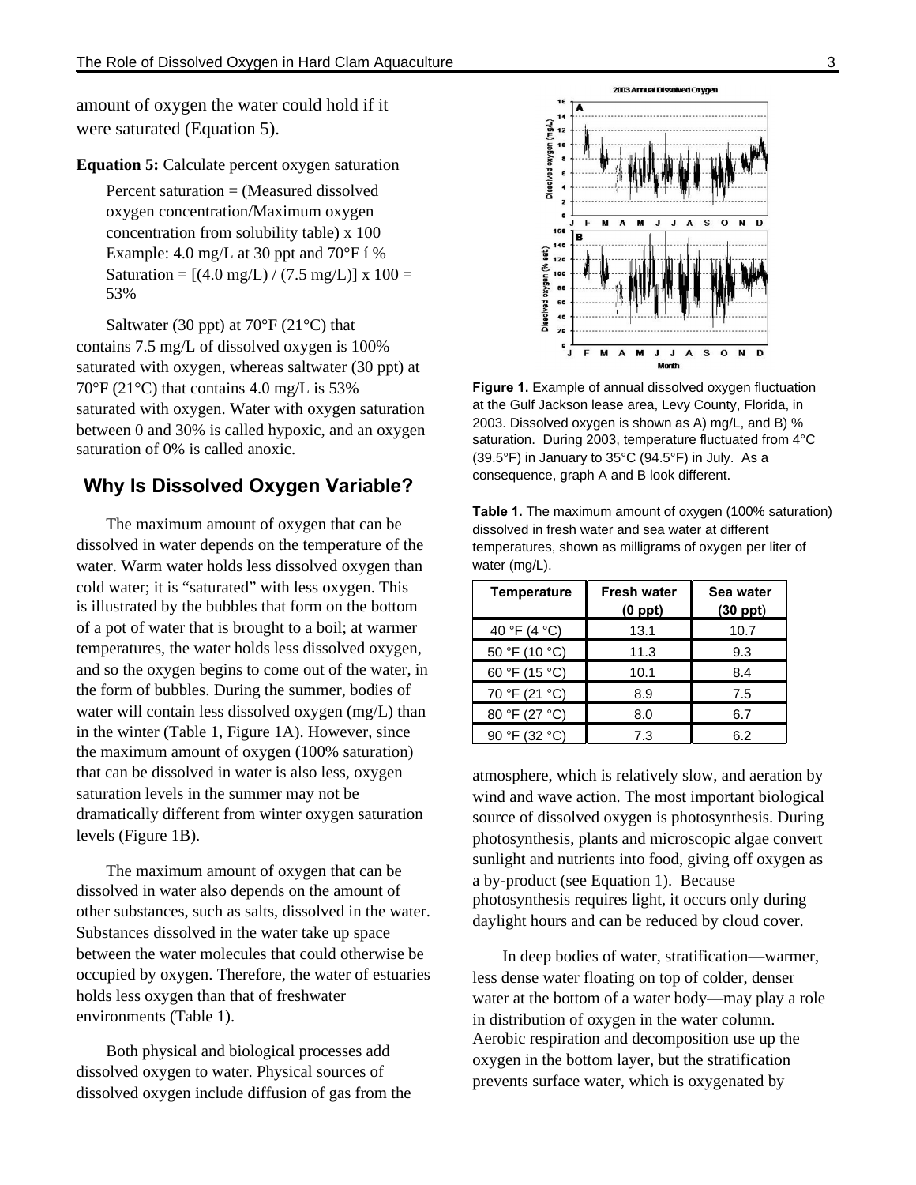amount of oxygen the water could hold if it were saturated (Equation 5).

**Equation 5:** Calculate percent oxygen saturation

> Percent saturation = (Measured dissolved oxygen concentration/Maximum oxygen concentration from solubility table) x 100
> Example: 4.0 mg/L at 30 ppt and 70°F í % Saturation = [(4.0 mg/L) / (7.5 mg/L)] x 100 = 53%

Saltwater (30 ppt) at 70°F (21°C) that contains 7.5 mg/L of dissolved oxygen is 100% saturated with oxygen, whereas saltwater (30 ppt) at 70°F (21°C) that contains 4.0 mg/L is 53% saturated with oxygen. Water with oxygen saturation between 0 and 30% is called hypoxic, and an oxygen saturation of 0% is called anoxic.

## Why Is Dissolved Oxygen Variable?

The maximum amount of oxygen that can be dissolved in water depends on the temperature of the water. Warm water holds less dissolved oxygen than cold water; it is "saturated" with less oxygen. This is illustrated by the bubbles that form on the bottom of a pot of water that is brought to a boil; at warmer temperatures, the water holds less dissolved oxygen, and so the oxygen begins to come out of the water, in the form of bubbles. During the summer, bodies of water will contain less dissolved oxygen (mg/L) than in the winter (Table 1, Figure 1A). However, since the maximum amount of oxygen (100% saturation) that can be dissolved in water is also less, oxygen saturation levels in the summer may not be dramatically different from winter oxygen saturation levels (Figure 1B).

The maximum amount of oxygen that can be dissolved in water also depends on the amount of other substances, such as salts, dissolved in the water. Substances dissolved in the water take up space between the water molecules that could otherwise be occupied by oxygen. Therefore, the water of estuaries holds less oxygen than that of freshwater environments (Table 1).

Both physical and biological processes add dissolved oxygen to water. Physical sources of dissolved oxygen include diffusion of gas from the atmosphere, which is relatively slow, and aeration by wind and wave action. The most important biological source of dissolved oxygen is photosynthesis. During photosynthesis, plants and microscopic algae convert sunlight and nutrients into food, giving off oxygen as a by-product (see Equation 1). Because photosynthesis requires light, it occurs only during daylight hours and can be reduced by cloud cover.

In deep bodies of water, stratification—warmer, less dense water floating on top of colder, denser water at the bottom of a water body—may play a role in distribution of oxygen in the water column. Aerobic respiration and decomposition use up the oxygen in the bottom layer, but the stratification prevents surface water, which is oxygenated by

**Figure 1.** Example of annual dissolved oxygen fluctuation at the Gulf Jackson lease area, Levy County, Florida, in 2003. Dissolved oxygen is shown as A) mg/L, and B) % saturation. During 2003, temperature fluctuated from 4°C (39.5°F) in January to 35°C (94.5°F) in July. As a consequence, graph A and B look different.

**Table 1.** The maximum amount of oxygen (100% saturation) dissolved in fresh water and sea water at different temperatures, shown as milligrams of oxygen per liter of water (mg/L).

| Temperature | Fresh water (0 ppt) | Sea water (30 ppt) |
|---|---|---|
| 40 °F (4 °C) | 13.1 | 10.7 |
| 50 °F (10 °C) | 11.3 | 9.3 |
| 60 °F (15 °C) | 10.1 | 8.4 |
| 70 °F (21 °C) | 8.9 | 7.5 |
| 80 °F (27 °C) | 8.0 | 6.7 |
| 90 °F (32 °C) | 7.3 | 6.2 |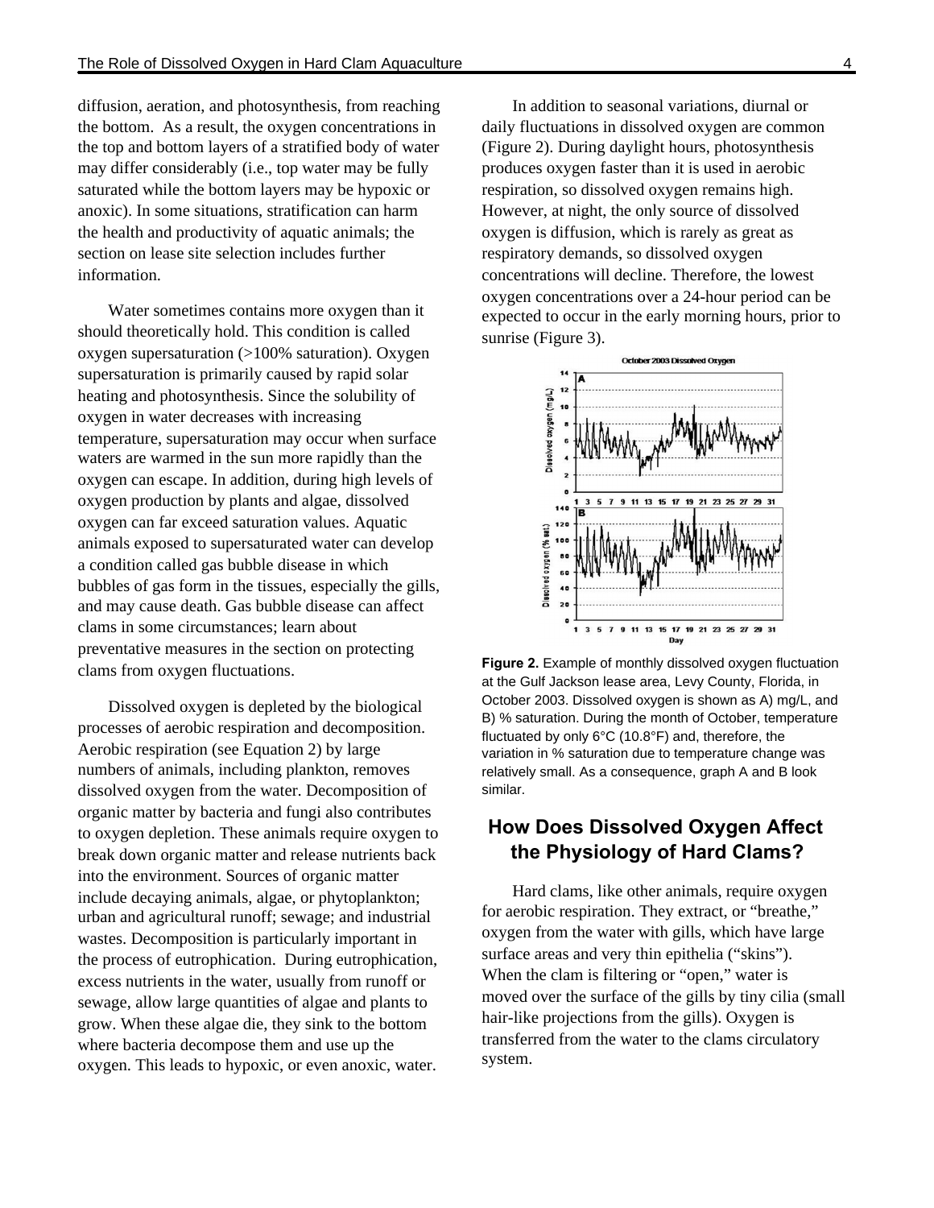diffusion, aeration, and photosynthesis, from reaching the bottom. As a result, the oxygen concentrations in the top and bottom layers of a stratified body of water may differ considerably (i.e., top water may be fully saturated while the bottom layers may be hypoxic or anoxic). In some situations, stratification can harm the health and productivity of aquatic animals; the section on lease site selection includes further information.

Water sometimes contains more oxygen than it should theoretically hold. This condition is called oxygen supersaturation (>100% saturation). Oxygen supersaturation is primarily caused by rapid solar heating and photosynthesis. Since the solubility of oxygen in water decreases with increasing temperature, supersaturation may occur when surface waters are warmed in the sun more rapidly than the oxygen can escape. In addition, during high levels of oxygen production by plants and algae, dissolved oxygen can far exceed saturation values. Aquatic animals exposed to supersaturated water can develop a condition called gas bubble disease in which bubbles of gas form in the tissues, especially the gills, and may cause death. Gas bubble disease can affect clams in some circumstances; learn about preventative measures in the section on protecting clams from oxygen fluctuations.

Dissolved oxygen is depleted by the biological processes of aerobic respiration and decomposition. Aerobic respiration (see Equation 2) by large numbers of animals, including plankton, removes dissolved oxygen from the water. Decomposition of organic matter by bacteria and fungi also contributes to oxygen depletion. These animals require oxygen to break down organic matter and release nutrients back into the environment. Sources of organic matter include decaying animals, algae, or phytoplankton; urban and agricultural runoff; sewage; and industrial wastes. Decomposition is particularly important in the process of eutrophication. During eutrophication, excess nutrients in the water, usually from runoff or sewage, allow large quantities of algae and plants to grow. When these algae die, they sink to the bottom where bacteria decompose them and use up the oxygen. This leads to hypoxic, or even anoxic, water.

In addition to seasonal variations, diurnal or daily fluctuations in dissolved oxygen are common (Figure 2). During daylight hours, photosynthesis produces oxygen faster than it is used in aerobic respiration, so dissolved oxygen remains high. However, at night, the only source of dissolved oxygen is diffusion, which is rarely as great as respiratory demands, so dissolved oxygen concentrations will decline. Therefore, the lowest oxygen concentrations over a 24-hour period can be expected to occur in the early morning hours, prior to sunrise (Figure 3).

**Figure 2.** Example of monthly dissolved oxygen fluctuation at the Gulf Jackson lease area, Levy County, Florida, in October 2003. Dissolved oxygen is shown as A) mg/L, and B) % saturation. During the month of October, temperature fluctuated by only 6°C (10.8°F) and, therefore, the variation in % saturation due to temperature change was relatively small. As a consequence, graph A and B look similar.

## How Does Dissolved Oxygen Affect the Physiology of Hard Clams?

Hard clams, like other animals, require oxygen for aerobic respiration. They extract, or "breathe," oxygen from the water with gills, which have large surface areas and very thin epithelia ("skins"). When the clam is filtering or "open," water is moved over the surface of the gills by tiny cilia (small hair-like projections from the gills). Oxygen is transferred from the water to the clams circulatory system.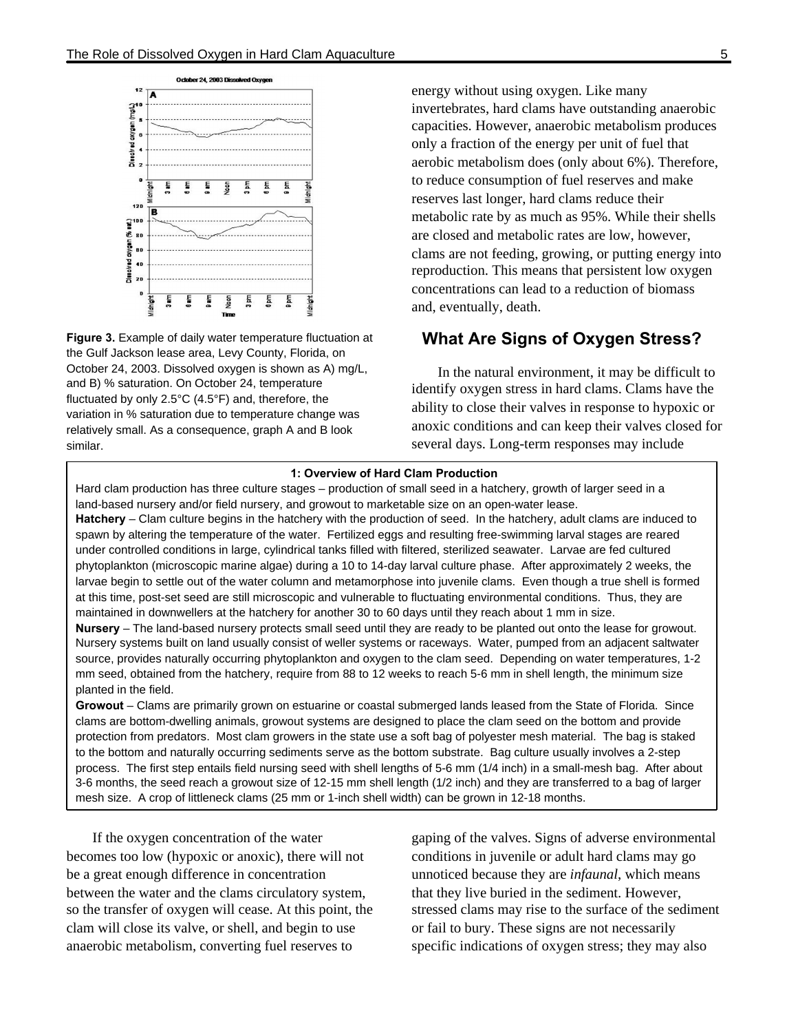Figure 3. Example of daily water temperature fluctuation at the Gulf Jackson lease area, Levy County, Florida, on October 24, 2003. Dissolved oxygen is shown as A) mg/L, and B) % saturation. On October 24, temperature fluctuated by only 2.5°C (4.5°F) and, therefore, the variation in % saturation due to temperature change was relatively small. As a consequence, graph A and B look similar.

energy without using oxygen. Like many invertebrates, hard clams have outstanding anaerobic capacities. However, anaerobic metabolism produces only a fraction of the energy per unit of fuel that aerobic metabolism does (only about 6%). Therefore, to reduce consumption of fuel reserves and make reserves last longer, hard clams reduce their metabolic rate by as much as 95%. While their shells are closed and metabolic rates are low, however, clams are not feeding, growing, or putting energy into reproduction. This means that persistent low oxygen concentrations can lead to a reduction of biomass and, eventually, death.

## What Are Signs of Oxygen Stress?

In the natural environment, it may be difficult to identify oxygen stress in hard clams. Clams have the ability to close their valves in response to hypoxic or anoxic conditions and can keep their valves closed for several days. Long-term responses may include gaping of the valves. Signs of adverse environmental conditions in juvenile or adult hard clams may go unnoticed because they are *infaunal*, which means that they live buried in the sediment. However, stressed clams may rise to the surface of the sediment or fail to bury. These signs are not necessarily specific indications of oxygen stress; they may also

---

**1: Overview of Hard Clam Production**

Hard clam production has three culture stages – production of small seed in a hatchery, growth of larger seed in a land-based nursery and/or field nursery, and growout to marketable size on an open-water lease.

**Hatchery** – Clam culture begins in the hatchery with the production of seed. In the hatchery, adult clams are induced to spawn by altering the temperature of the water. Fertilized eggs and resulting free-swimming larval stages are reared under controlled conditions in large, cylindrical tanks filled with filtered, sterilized seawater. Larvae are fed cultured phytoplankton (microscopic marine algae) during a 10 to 14-day larval culture phase. After approximately 2 weeks, the larvae begin to settle out of the water column and metamorphose into juvenile clams. Even though a true shell is formed at this time, post-set seed are still microscopic and vulnerable to fluctuating environmental conditions. Thus, they are maintained in downwellers at the hatchery for another 30 to 60 days until they reach about 1 mm in size.

**Nursery** – The land-based nursery protects small seed until they are ready to be planted out onto the lease for growout. Nursery systems built on land usually consist of weller systems or raceways. Water, pumped from an adjacent saltwater source, provides naturally occurring phytoplankton and oxygen to the clam seed. Depending on water temperatures, 1-2 mm seed, obtained from the hatchery, require from 88 to 12 weeks to reach 5-6 mm in shell length, the minimum size planted in the field.

**Growout** – Clams are primarily grown on estuarine or coastal submerged lands leased from the State of Florida. Since clams are bottom-dwelling animals, growout systems are designed to place the clam seed on the bottom and provide protection from predators. Most clam growers in the state use a soft bag of polyester mesh material. The bag is staked to the bottom and naturally occurring sediments serve as the bottom substrate. Bag culture usually involves a 2-step process. The first step entails field nursing seed with shell lengths of 5-6 mm (1/4 inch) in a small-mesh bag. After about 3-6 months, the seed reach a growout size of 12-15 mm shell length (1/2 inch) and they are transferred to a bag of larger mesh size. A crop of littleneck clams (25 mm or 1-inch shell width) can be grown in 12-18 months.

---

If the oxygen concentration of the water becomes too low (hypoxic or anoxic), there will not be a great enough difference in concentration between the water and the clams circulatory system, so the transfer of oxygen will cease. At this point, the clam will close its valve, or shell, and begin to use anaerobic metabolism, converting fuel reserves to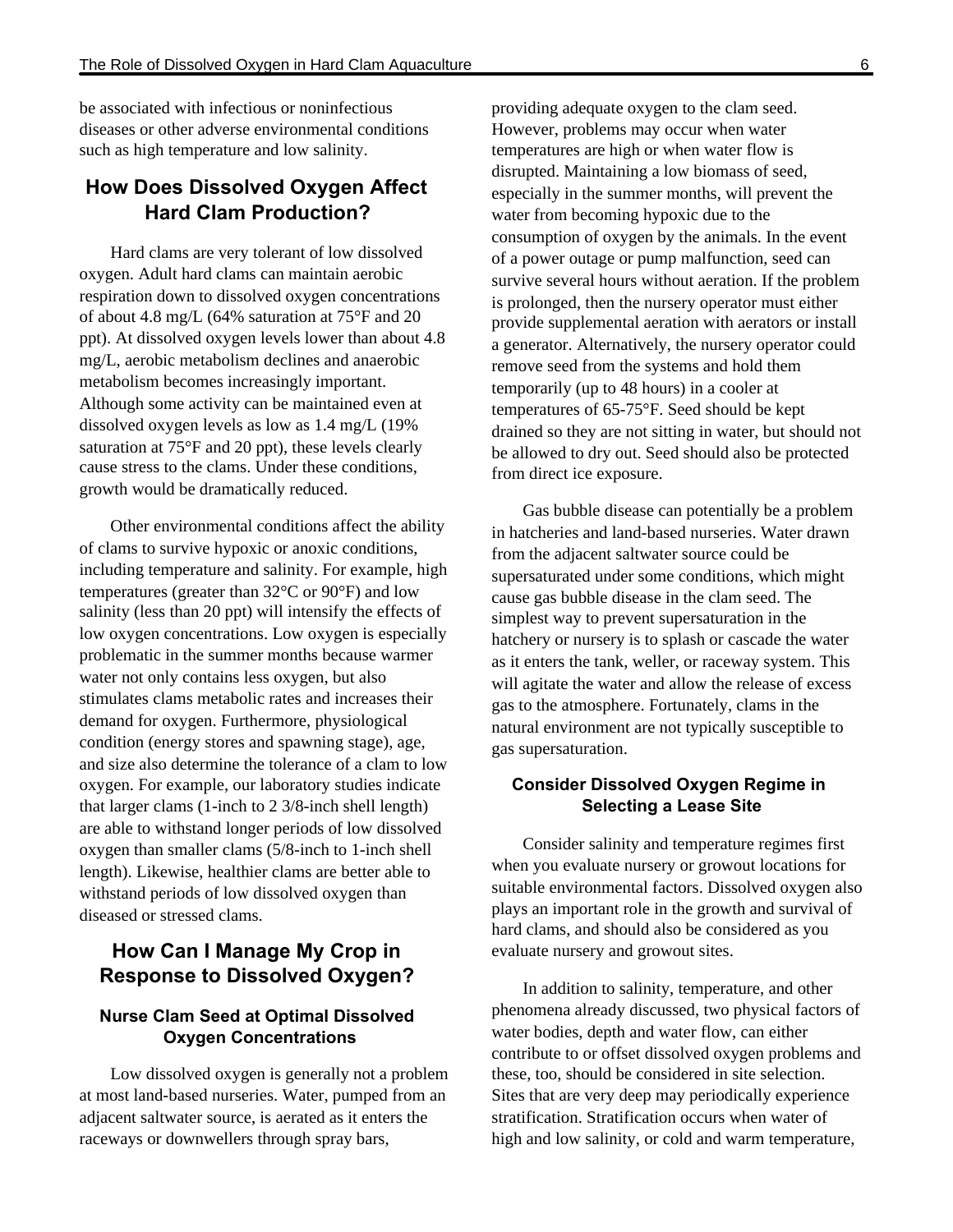be associated with infectious or noninfectious diseases or other adverse environmental conditions such as high temperature and low salinity.

## How Does Dissolved Oxygen Affect Hard Clam Production?

Hard clams are very tolerant of low dissolved oxygen. Adult hard clams can maintain aerobic respiration down to dissolved oxygen concentrations of about 4.8 mg/L (64% saturation at 75°F and 20 ppt). At dissolved oxygen levels lower than about 4.8 mg/L, aerobic metabolism declines and anaerobic metabolism becomes increasingly important. Although some activity can be maintained even at dissolved oxygen levels as low as 1.4 mg/L (19% saturation at 75°F and 20 ppt), these levels clearly cause stress to the clams. Under these conditions, growth would be dramatically reduced.

Other environmental conditions affect the ability of clams to survive hypoxic or anoxic conditions, including temperature and salinity. For example, high temperatures (greater than 32°C or 90°F) and low salinity (less than 20 ppt) will intensify the effects of low oxygen concentrations. Low oxygen is especially problematic in the summer months because warmer water not only contains less oxygen, but also stimulates clams metabolic rates and increases their demand for oxygen. Furthermore, physiological condition (energy stores and spawning stage), age, and size also determine the tolerance of a clam to low oxygen. For example, our laboratory studies indicate that larger clams (1-inch to 2 3/8-inch shell length) are able to withstand longer periods of low dissolved oxygen than smaller clams (5/8-inch to 1-inch shell length). Likewise, healthier clams are better able to withstand periods of low dissolved oxygen than diseased or stressed clams.

## How Can I Manage My Crop in Response to Dissolved Oxygen?

### Nurse Clam Seed at Optimal Dissolved Oxygen Concentrations

Low dissolved oxygen is generally not a problem at most land-based nurseries. Water, pumped from an adjacent saltwater source, is aerated as it enters the raceways or downwellers through spray bars, providing adequate oxygen to the clam seed. However, problems may occur when water temperatures are high or when water flow is disrupted. Maintaining a low biomass of seed, especially in the summer months, will prevent the water from becoming hypoxic due to the consumption of oxygen by the animals. In the event of a power outage or pump malfunction, seed can survive several hours without aeration. If the problem is prolonged, then the nursery operator must either provide supplemental aeration with aerators or install a generator. Alternatively, the nursery operator could remove seed from the systems and hold them temporarily (up to 48 hours) in a cooler at temperatures of 65-75°F. Seed should be kept drained so they are not sitting in water, but should not be allowed to dry out. Seed should also be protected from direct ice exposure.

Gas bubble disease can potentially be a problem in hatcheries and land-based nurseries. Water drawn from the adjacent saltwater source could be supersaturated under some conditions, which might cause gas bubble disease in the clam seed. The simplest way to prevent supersaturation in the hatchery or nursery is to splash or cascade the water as it enters the tank, weller, or raceway system. This will agitate the water and allow the release of excess gas to the atmosphere. Fortunately, clams in the natural environment are not typically susceptible to gas supersaturation.

### Consider Dissolved Oxygen Regime in Selecting a Lease Site

Consider salinity and temperature regimes first when you evaluate nursery or growout locations for suitable environmental factors. Dissolved oxygen also plays an important role in the growth and survival of hard clams, and should also be considered as you evaluate nursery and growout sites.

In addition to salinity, temperature, and other phenomena already discussed, two physical factors of water bodies, depth and water flow, can either contribute to or offset dissolved oxygen problems and these, too, should be considered in site selection. Sites that are very deep may periodically experience stratification. Stratification occurs when water of high and low salinity, or cold and warm temperature,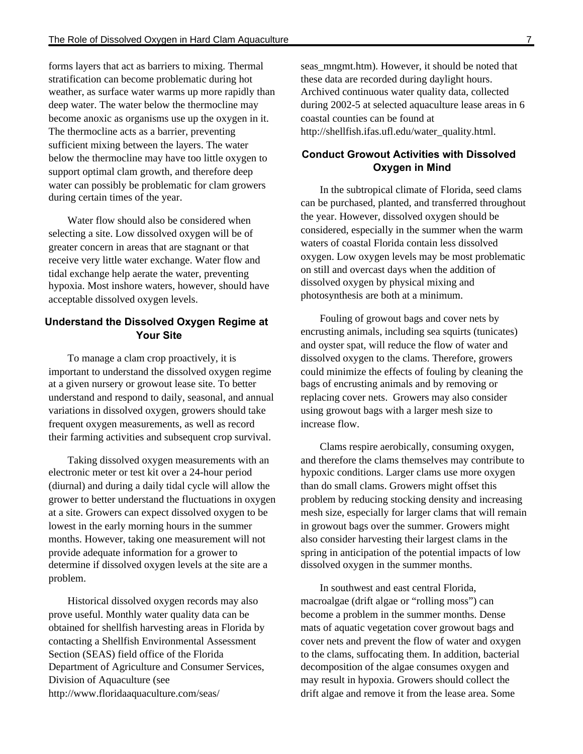forms layers that act as barriers to mixing. Thermal stratification can become problematic during hot weather, as surface water warms up more rapidly than deep water. The water below the thermocline may become anoxic as organisms use up the oxygen in it. The thermocline acts as a barrier, preventing sufficient mixing between the layers. The water below the thermocline may have too little oxygen to support optimal clam growth, and therefore deep water can possibly be problematic for clam growers during certain times of the year.

Water flow should also be considered when selecting a site. Low dissolved oxygen will be of greater concern in areas that are stagnant or that receive very little water exchange. Water flow and tidal exchange help aerate the water, preventing hypoxia. Most inshore waters, however, should have acceptable dissolved oxygen levels.

## Understand the Dissolved Oxygen Regime at Your Site

To manage a clam crop proactively, it is important to understand the dissolved oxygen regime at a given nursery or growout lease site. To better understand and respond to daily, seasonal, and annual variations in dissolved oxygen, growers should take frequent oxygen measurements, as well as record their farming activities and subsequent crop survival.

Taking dissolved oxygen measurements with an electronic meter or test kit over a 24-hour period (diurnal) and during a daily tidal cycle will allow the grower to better understand the fluctuations in oxygen at a site. Growers can expect dissolved oxygen to be lowest in the early morning hours in the summer months. However, taking one measurement will not provide adequate information for a grower to determine if dissolved oxygen levels at the site are a problem.

Historical dissolved oxygen records may also prove useful. Monthly water quality data can be obtained for shellfish harvesting areas in Florida by contacting a Shellfish Environmental Assessment Section (SEAS) field office of the Florida Department of Agriculture and Consumer Services, Division of Aquaculture (see http://www.floridaaquaculture.com/seas/seas_mngmt.htm). However, it should be noted that these data are recorded during daylight hours. Archived continuous water quality data, collected during 2002-5 at selected aquaculture lease areas in 6 coastal counties can be found at http://shellfish.ifas.ufl.edu/water_quality.html.

## Conduct Growout Activities with Dissolved Oxygen in Mind

In the subtropical climate of Florida, seed clams can be purchased, planted, and transferred throughout the year. However, dissolved oxygen should be considered, especially in the summer when the warm waters of coastal Florida contain less dissolved oxygen. Low oxygen levels may be most problematic on still and overcast days when the addition of dissolved oxygen by physical mixing and photosynthesis are both at a minimum.

Fouling of growout bags and cover nets by encrusting animals, including sea squirts (tunicates) and oyster spat, will reduce the flow of water and dissolved oxygen to the clams. Therefore, growers could minimize the effects of fouling by cleaning the bags of encrusting animals and by removing or replacing cover nets. Growers may also consider using growout bags with a larger mesh size to increase flow.

Clams respire aerobically, consuming oxygen, and therefore the clams themselves may contribute to hypoxic conditions. Larger clams use more oxygen than do small clams. Growers might offset this problem by reducing stocking density and increasing mesh size, especially for larger clams that will remain in growout bags over the summer. Growers might also consider harvesting their largest clams in the spring in anticipation of the potential impacts of low dissolved oxygen in the summer months.

In southwest and east central Florida, macroalgae (drift algae or “rolling moss”) can become a problem in the summer months. Dense mats of aquatic vegetation cover growout bags and cover nets and prevent the flow of water and oxygen to the clams, suffocating them. In addition, bacterial decomposition of the algae consumes oxygen and may result in hypoxia. Growers should collect the drift algae and remove it from the lease area. Some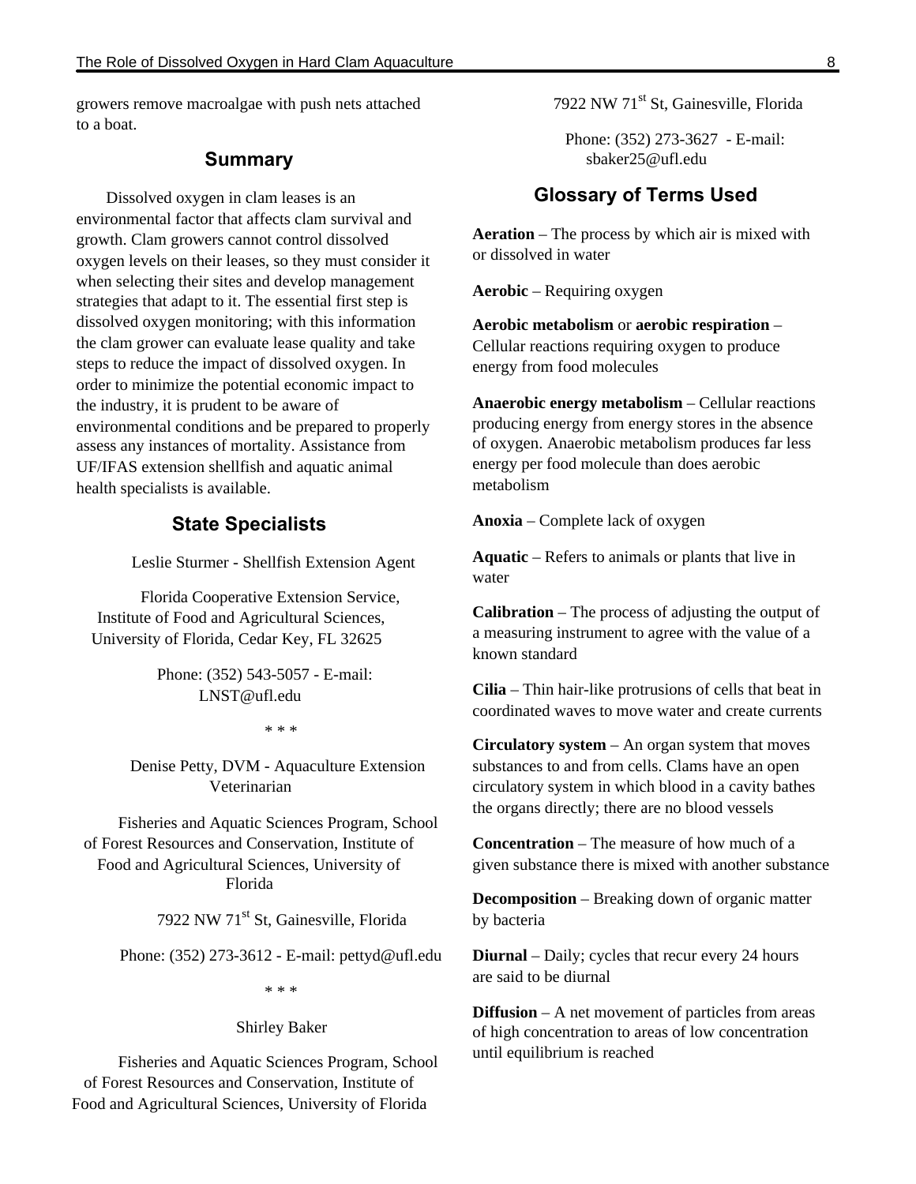growers remove macroalgae with push nets attached to a boat.

## Summary

Dissolved oxygen in clam leases is an environmental factor that affects clam survival and growth. Clam growers cannot control dissolved oxygen levels on their leases, so they must consider it when selecting their sites and develop management strategies that adapt to it. The essential first step is dissolved oxygen monitoring; with this information the clam grower can evaluate lease quality and take steps to reduce the impact of dissolved oxygen. In order to minimize the potential economic impact to the industry, it is prudent to be aware of environmental conditions and be prepared to properly assess any instances of mortality. Assistance from UF/IFAS extension shellfish and aquatic animal health specialists is available.

## State Specialists

Leslie Sturmer - Shellfish Extension Agent

Florida Cooperative Extension Service, Institute of Food and Agricultural Sciences, University of Florida, Cedar Key, FL 32625

Phone: (352) 543-5057 - E-mail: LNST@ufl.edu

* * *

Denise Petty, DVM - Aquaculture Extension Veterinarian

Fisheries and Aquatic Sciences Program, School of Forest Resources and Conservation, Institute of Food and Agricultural Sciences, University of Florida

7922 NW 71st St, Gainesville, Florida

Phone: (352) 273-3612 - E-mail: pettyd@ufl.edu

* * *

Shirley Baker

Fisheries and Aquatic Sciences Program, School of Forest Resources and Conservation, Institute of Food and Agricultural Sciences, University of Florida

7922 NW 71st St, Gainesville, Florida

Phone: (352) 273-3627 - E-mail: sbaker25@ufl.edu

## Glossary of Terms Used

**Aeration** – The process by which air is mixed with or dissolved in water

**Aerobic** – Requiring oxygen

**Aerobic metabolism** or **aerobic respiration** – Cellular reactions requiring oxygen to produce energy from food molecules

**Anaerobic energy metabolism** – Cellular reactions producing energy from energy stores in the absence of oxygen. Anaerobic metabolism produces far less energy per food molecule than does aerobic metabolism

**Anoxia** – Complete lack of oxygen

**Aquatic** – Refers to animals or plants that live in water

**Calibration** – The process of adjusting the output of a measuring instrument to agree with the value of a known standard

**Cilia** – Thin hair-like protrusions of cells that beat in coordinated waves to move water and create currents

**Circulatory system** – An organ system that moves substances to and from cells. Clams have an open circulatory system in which blood in a cavity bathes the organs directly; there are no blood vessels

**Concentration** – The measure of how much of a given substance there is mixed with another substance

**Decomposition** – Breaking down of organic matter by bacteria

**Diurnal** – Daily; cycles that recur every 24 hours are said to be diurnal

**Diffusion** – A net movement of particles from areas of high concentration to areas of low concentration until equilibrium is reached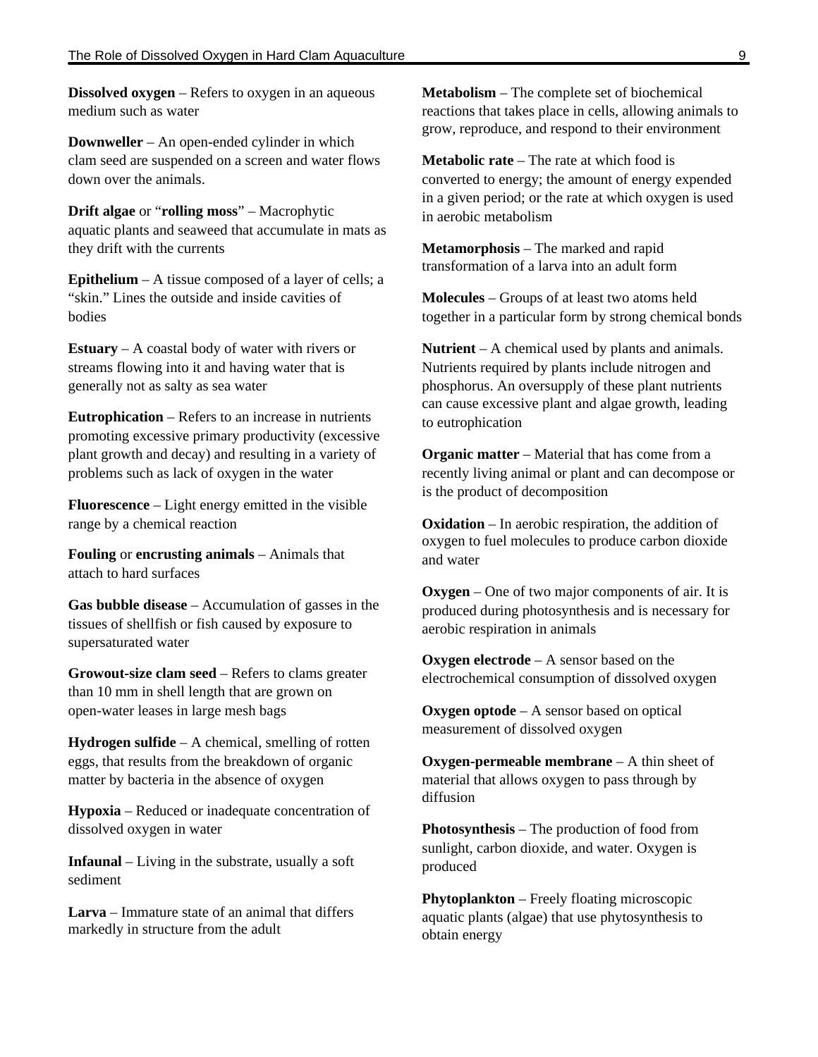**Dissolved oxygen** – Refers to oxygen in an aqueous medium such as water

**Downweller** – An open-ended cylinder in which clam seed are suspended on a screen and water flows down over the animals.

**Drift algae** or "**rolling moss**" – Macrophytic aquatic plants and seaweed that accumulate in mats as they drift with the currents

**Epithelium** – A tissue composed of a layer of cells; a "skin." Lines the outside and inside cavities of bodies

**Estuary** – A coastal body of water with rivers or streams flowing into it and having water that is generally not as salty as sea water

**Eutrophication** – Refers to an increase in nutrients promoting excessive primary productivity (excessive plant growth and decay) and resulting in a variety of problems such as lack of oxygen in the water

**Fluorescence** – Light energy emitted in the visible range by a chemical reaction

**Fouling** or **encrusting animals** – Animals that attach to hard surfaces

**Gas bubble disease** – Accumulation of gasses in the tissues of shellfish or fish caused by exposure to supersaturated water

**Growout-size clam seed** – Refers to clams greater than 10 mm in shell length that are grown on open-water leases in large mesh bags

**Hydrogen sulfide** – A chemical, smelling of rotten eggs, that results from the breakdown of organic matter by bacteria in the absence of oxygen

**Hypoxia** – Reduced or inadequate concentration of dissolved oxygen in water

**Infaunal** – Living in the substrate, usually a soft sediment

**Larva** – Immature state of an animal that differs markedly in structure from the adult

**Metabolism** – The complete set of biochemical reactions that takes place in cells, allowing animals to grow, reproduce, and respond to their environment

**Metabolic rate** – The rate at which food is converted to energy; the amount of energy expended in a given period; or the rate at which oxygen is used in aerobic metabolism

**Metamorphosis** – The marked and rapid transformation of a larva into an adult form

**Molecules** – Groups of at least two atoms held together in a particular form by strong chemical bonds

**Nutrient** – A chemical used by plants and animals. Nutrients required by plants include nitrogen and phosphorus. An oversupply of these plant nutrients can cause excessive plant and algae growth, leading to eutrophication

**Organic matter** – Material that has come from a recently living animal or plant and can decompose or is the product of decomposition

**Oxidation** – In aerobic respiration, the addition of oxygen to fuel molecules to produce carbon dioxide and water

**Oxygen** – One of two major components of air. It is produced during photosynthesis and is necessary for aerobic respiration in animals

**Oxygen electrode** – A sensor based on the electrochemical consumption of dissolved oxygen

**Oxygen optode** – A sensor based on optical measurement of dissolved oxygen

**Oxygen-permeable membrane** – A thin sheet of material that allows oxygen to pass through by diffusion

**Photosynthesis** – The production of food from sunlight, carbon dioxide, and water. Oxygen is produced

**Phytoplankton** – Freely floating microscopic aquatic plants (algae) that use phytosynthesis to obtain energy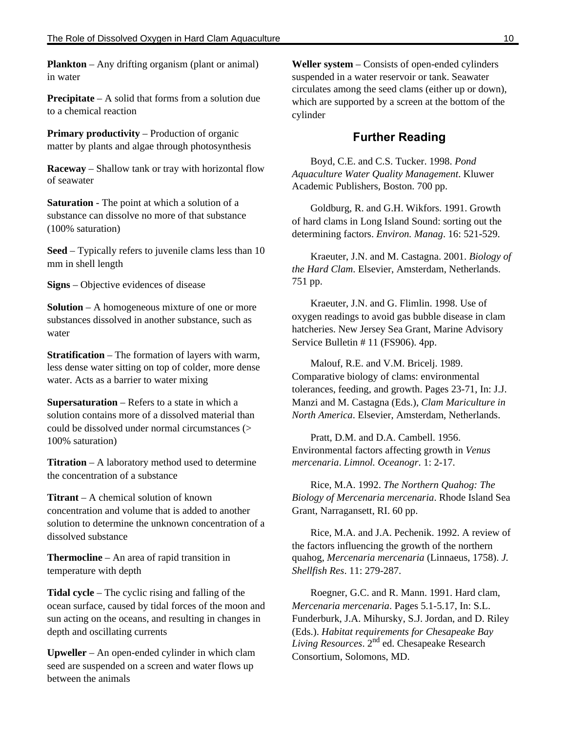**Plankton** – Any drifting organism (plant or animal) in water

**Precipitate** – A solid that forms from a solution due to a chemical reaction

**Primary productivity** – Production of organic matter by plants and algae through photosynthesis

**Raceway** – Shallow tank or tray with horizontal flow of seawater

**Saturation** - The point at which a solution of a substance can dissolve no more of that substance (100% saturation)

**Seed** – Typically refers to juvenile clams less than 10 mm in shell length

**Signs** – Objective evidences of disease

**Solution** – A homogeneous mixture of one or more substances dissolved in another substance, such as water

**Stratification** – The formation of layers with warm, less dense water sitting on top of colder, more dense water. Acts as a barrier to water mixing

**Supersaturation** – Refers to a state in which a solution contains more of a dissolved material than could be dissolved under normal circumstances (> 100% saturation)

**Titration** – A laboratory method used to determine the concentration of a substance

**Titrant** – A chemical solution of known concentration and volume that is added to another solution to determine the unknown concentration of a dissolved substance

**Thermocline** – An area of rapid transition in temperature with depth

**Tidal cycle** – The cyclic rising and falling of the ocean surface, caused by tidal forces of the moon and sun acting on the oceans, and resulting in changes in depth and oscillating currents

**Upweller** – An open-ended cylinder in which clam seed are suspended on a screen and water flows up between the animals

**Weller system** – Consists of open-ended cylinders suspended in a water reservoir or tank. Seawater circulates among the seed clams (either up or down), which are supported by a screen at the bottom of the cylinder

## Further Reading

Boyd, C.E. and C.S. Tucker. 1998. *Pond Aquaculture Water Quality Management*. Kluwer Academic Publishers, Boston. 700 pp.

Goldburg, R. and G.H. Wikfors. 1991. Growth of hard clams in Long Island Sound: sorting out the determining factors. *Environ. Manag*. 16: 521-529.

Kraeuter, J.N. and M. Castagna. 2001. *Biology of the Hard Clam*. Elsevier, Amsterdam, Netherlands. 751 pp.

Kraeuter, J.N. and G. Flimlin. 1998. Use of oxygen readings to avoid gas bubble disease in clam hatcheries. New Jersey Sea Grant, Marine Advisory Service Bulletin # 11 (FS906). 4pp.

Malouf, R.E. and V.M. Bricelj. 1989. Comparative biology of clams: environmental tolerances, feeding, and growth. Pages 23-71, In: J.J. Manzi and M. Castagna (Eds.), *Clam Mariculture in North America*. Elsevier, Amsterdam, Netherlands.

Pratt, D.M. and D.A. Cambell. 1956. Environmental factors affecting growth in *Venus mercenaria*. *Limnol. Oceanogr*. 1: 2-17.

Rice, M.A. 1992. *The Northern Quahog: The Biology of Mercenaria mercenaria*. Rhode Island Sea Grant, Narragansett, RI. 60 pp.

Rice, M.A. and J.A. Pechenik. 1992. A review of the factors influencing the growth of the northern quahog, *Mercenaria mercenaria* (Linnaeus, 1758). *J. Shellfish Res*. 11: 279-287.

Roegner, G.C. and R. Mann. 1991. Hard clam, *Mercenaria mercenaria*. Pages 5.1-5.17, In: S.L. Funderburk, J.A. Mihursky, S.J. Jordan, and D. Riley (Eds.). *Habitat requirements for Chesapeake Bay Living Resources*. 2nd ed. Chesapeake Research Consortium, Solomons, MD.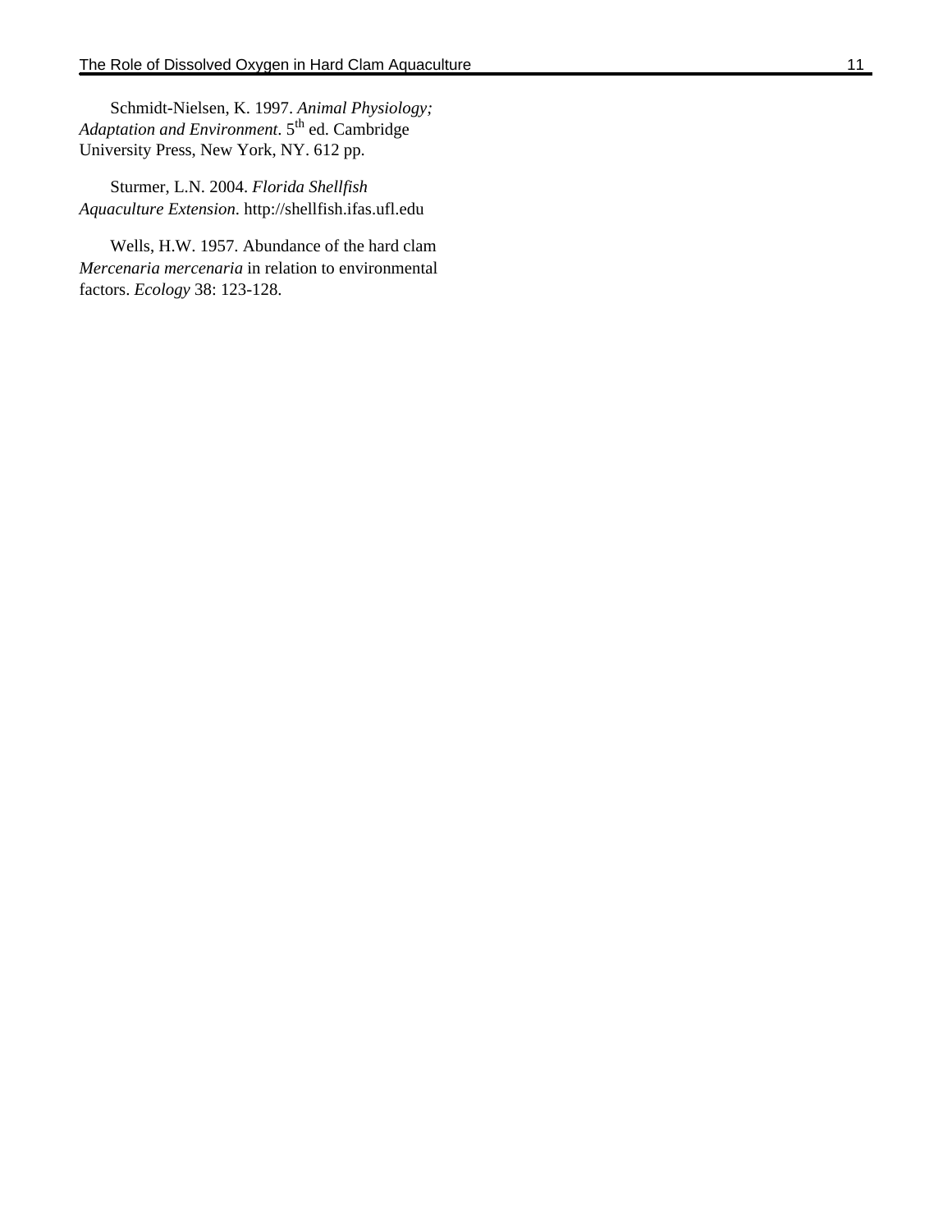Schmidt-Nielsen, K. 1997. *Animal Physiology; Adaptation and Environment*. 5th ed. Cambridge University Press, New York, NY. 612 pp.

Sturmer, L.N. 2004. *Florida Shellfish Aquaculture Extension*. http://shellfish.ifas.ufl.edu

Wells, H.W. 1957. Abundance of the hard clam *Mercenaria mercenaria* in relation to environmental factors. *Ecology* 38: 123-128.